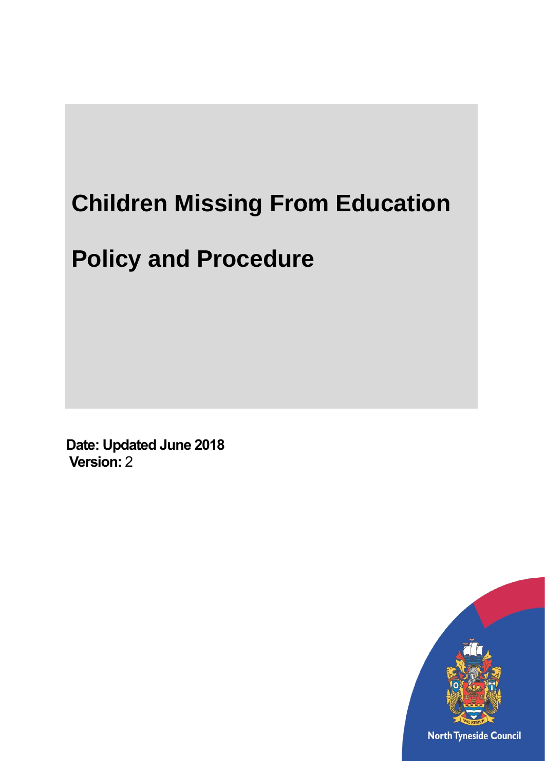# Children Missing From Education

# Policy and Procedure

**Date: Updated June 2018**
**Version:** 2

North Tyneside Council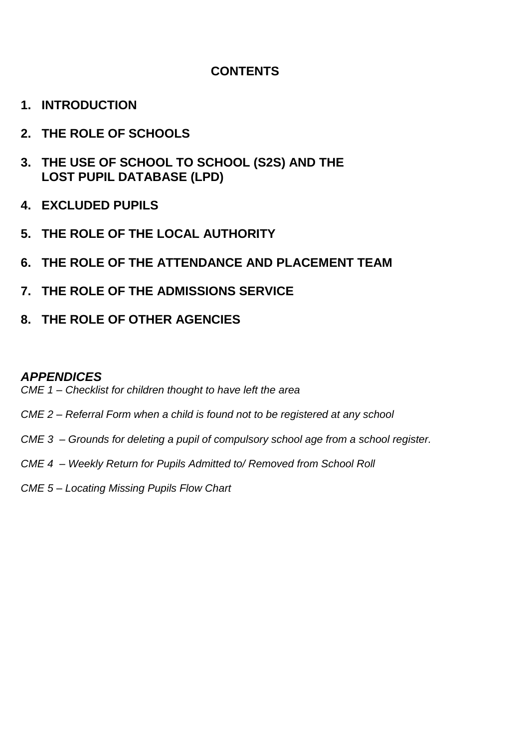# CONTENTS

1. **INTRODUCTION**
2. **THE ROLE OF SCHOOLS**
3. **THE USE OF SCHOOL TO SCHOOL (S2S) AND THE LOST PUPIL DATABASE (LPD)**
4. **EXCLUDED PUPILS**
5. **THE ROLE OF THE LOCAL AUTHORITY**
6. **THE ROLE OF THE ATTENDANCE AND PLACEMENT TEAM**
7. **THE ROLE OF THE ADMISSIONS SERVICE**
8. **THE ROLE OF OTHER AGENCIES**

***APPENDICES***

*CME 1 – Checklist for children thought to have left the area*

*CME 2 – Referral Form when a child is found not to be registered at any school*

*CME 3 – Grounds for deleting a pupil of compulsory school age from a school register.*

*CME 4 – Weekly Return for Pupils Admitted to/ Removed from School Roll*

*CME 5 – Locating Missing Pupils Flow Chart*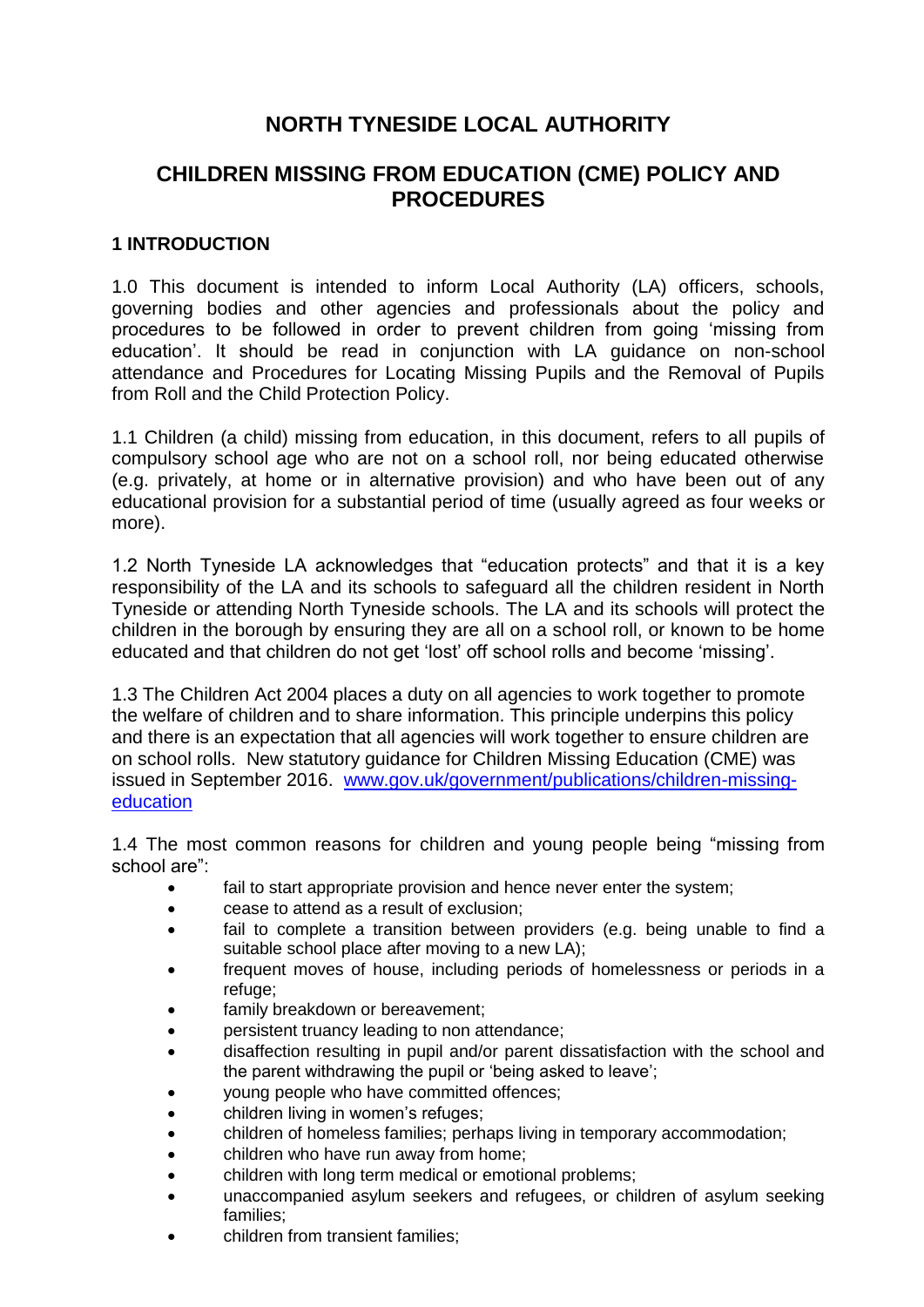# NORTH TYNESIDE LOCAL AUTHORITY

## CHILDREN MISSING FROM EDUCATION (CME) POLICY AND PROCEDURES

### 1 INTRODUCTION

1.0 This document is intended to inform Local Authority (LA) officers, schools, governing bodies and other agencies and professionals about the policy and procedures to be followed in order to prevent children from going 'missing from education'. It should be read in conjunction with LA guidance on non-school attendance and Procedures for Locating Missing Pupils and the Removal of Pupils from Roll and the Child Protection Policy.

1.1 Children (a child) missing from education, in this document, refers to all pupils of compulsory school age who are not on a school roll, nor being educated otherwise (e.g. privately, at home or in alternative provision) and who have been out of any educational provision for a substantial period of time (usually agreed as four weeks or more).

1.2 North Tyneside LA acknowledges that "education protects" and that it is a key responsibility of the LA and its schools to safeguard all the children resident in North Tyneside or attending North Tyneside schools. The LA and its schools will protect the children in the borough by ensuring they are all on a school roll, or known to be home educated and that children do not get 'lost' off school rolls and become 'missing'.

1.3 The Children Act 2004 places a duty on all agencies to work together to promote the welfare of children and to share information. This principle underpins this policy and there is an expectation that all agencies will work together to ensure children are on school rolls. New statutory guidance for Children Missing Education (CME) was issued in September 2016. [www.gov.uk/government/publications/children-missing-education](www.gov.uk/government/publications/children-missing-education)

1.4 The most common reasons for children and young people being "missing from school are":

- fail to start appropriate provision and hence never enter the system;
- cease to attend as a result of exclusion;
- fail to complete a transition between providers (e.g. being unable to find a suitable school place after moving to a new LA);
- frequent moves of house, including periods of homelessness or periods in a refuge;
- family breakdown or bereavement;
- persistent truancy leading to non attendance;
- disaffection resulting in pupil and/or parent dissatisfaction with the school and the parent withdrawing the pupil or 'being asked to leave';
- young people who have committed offences;
- children living in women's refuges;
- children of homeless families; perhaps living in temporary accommodation;
- children who have run away from home;
- children with long term medical or emotional problems;
- unaccompanied asylum seekers and refugees, or children of asylum seeking families;
- children from transient families;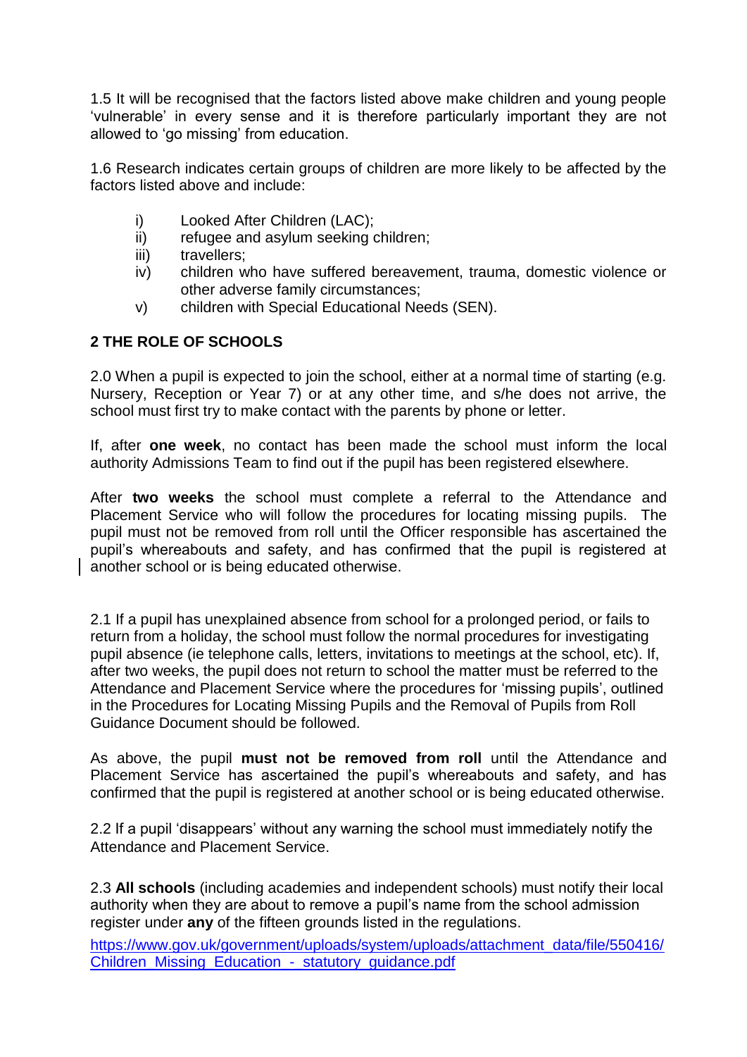1.5 It will be recognised that the factors listed above make children and young people 'vulnerable' in every sense and it is therefore particularly important they are not allowed to 'go missing' from education.

1.6 Research indicates certain groups of children are more likely to be affected by the factors listed above and include:

i) Looked After Children (LAC);
ii) refugee and asylum seeking children;
iii) travellers;
iv) children who have suffered bereavement, trauma, domestic violence or other adverse family circumstances;
v) children with Special Educational Needs (SEN).

## 2 THE ROLE OF SCHOOLS

2.0 When a pupil is expected to join the school, either at a normal time of starting (e.g. Nursery, Reception or Year 7) or at any other time, and s/he does not arrive, the school must first try to make contact with the parents by phone or letter.

If, after **one week**, no contact has been made the school must inform the local authority Admissions Team to find out if the pupil has been registered elsewhere.

After **two weeks** the school must complete a referral to the Attendance and Placement Service who will follow the procedures for locating missing pupils. The pupil must not be removed from roll until the Officer responsible has ascertained the pupil's whereabouts and safety, and has confirmed that the pupil is registered at another school or is being educated otherwise.

2.1 If a pupil has unexplained absence from school for a prolonged period, or fails to return from a holiday, the school must follow the normal procedures for investigating pupil absence (ie telephone calls, letters, invitations to meetings at the school, etc). If, after two weeks, the pupil does not return to school the matter must be referred to the Attendance and Placement Service where the procedures for 'missing pupils', outlined in the Procedures for Locating Missing Pupils and the Removal of Pupils from Roll Guidance Document should be followed.

As above, the pupil **must not be removed from roll** until the Attendance and Placement Service has ascertained the pupil's whereabouts and safety, and has confirmed that the pupil is registered at another school or is being educated otherwise.

2.2 If a pupil 'disappears' without any warning the school must immediately notify the Attendance and Placement Service.

2.3 **All schools** (including academies and independent schools) must notify their local authority when they are about to remove a pupil's name from the school admission register under **any** of the fifteen grounds listed in the regulations.

[https://www.gov.uk/government/uploads/system/uploads/attachment_data/file/550416/Children_Missing_Education_-_statutory_guidance.pdf](https://www.gov.uk/government/uploads/system/uploads/attachment_data/file/550416/Children_Missing_Education_-_statutory_guidance.pdf)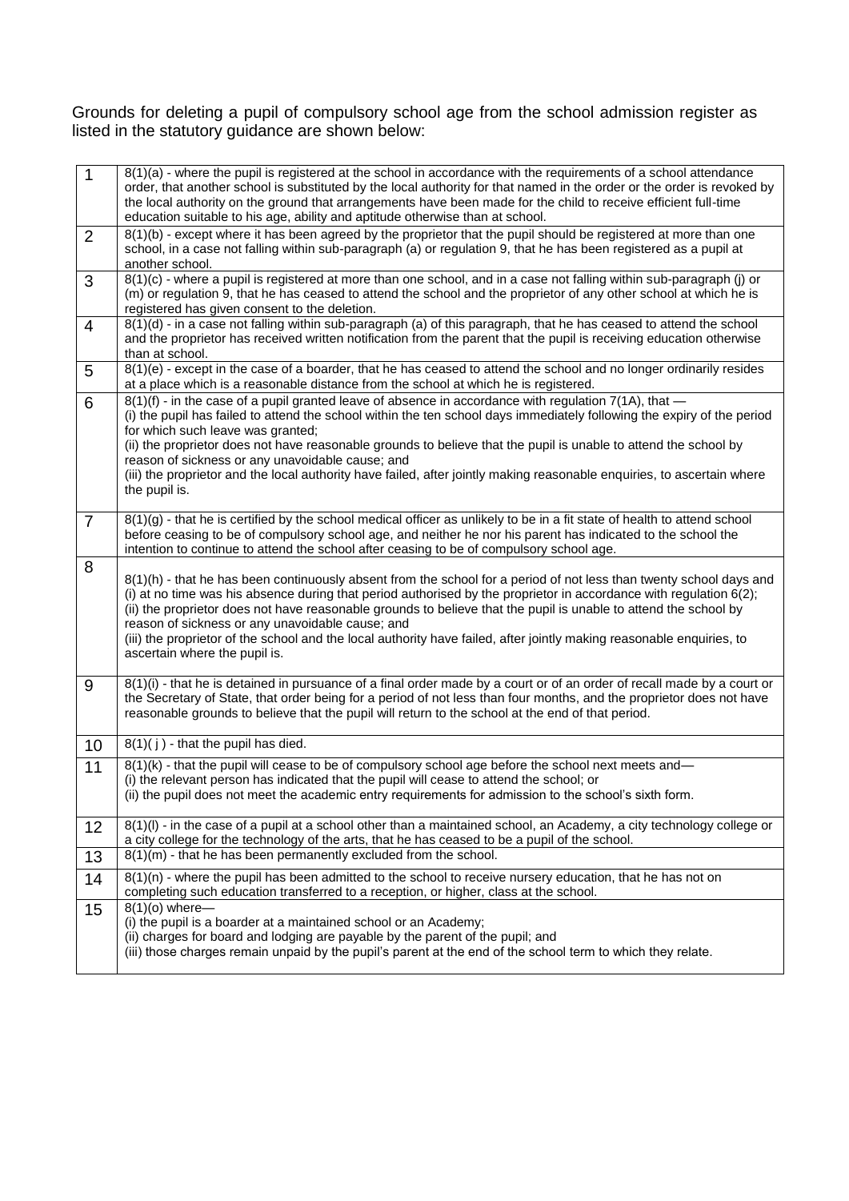Grounds for deleting a pupil of compulsory school age from the school admission register as listed in the statutory guidance are shown below:

| | |
|---|---|
| 1 | 8(1)(a) - where the pupil is registered at the school in accordance with the requirements of a school attendance order, that another school is substituted by the local authority for that named in the order or the order is revoked by the local authority on the ground that arrangements have been made for the child to receive efficient full-time education suitable to his age, ability and aptitude otherwise than at school. |
| 2 | 8(1)(b) - except where it has been agreed by the proprietor that the pupil should be registered at more than one school, in a case not falling within sub-paragraph (a) or regulation 9, that he has been registered as a pupil at another school. |
| 3 | 8(1)(c) - where a pupil is registered at more than one school, and in a case not falling within sub-paragraph (j) or (m) or regulation 9, that he has ceased to attend the school and the proprietor of any other school at which he is registered has given consent to the deletion. |
| 4 | 8(1)(d) - in a case not falling within sub-paragraph (a) of this paragraph, that he has ceased to attend the school and the proprietor has received written notification from the parent that the pupil is receiving education otherwise than at school. |
| 5 | 8(1)(e) - except in the case of a boarder, that he has ceased to attend the school and no longer ordinarily resides at a place which is a reasonable distance from the school at which he is registered. |
| 6 | 8(1)(f) - in the case of a pupil granted leave of absence in accordance with regulation 7(1A), that —<br>(i) the pupil has failed to attend the school within the ten school days immediately following the expiry of the period for which such leave was granted;<br>(ii) the proprietor does not have reasonable grounds to believe that the pupil is unable to attend the school by reason of sickness or any unavoidable cause; and<br>(iii) the proprietor and the local authority have failed, after jointly making reasonable enquiries, to ascertain where the pupil is. |
| 7 | 8(1)(g) - that he is certified by the school medical officer as unlikely to be in a fit state of health to attend school before ceasing to be of compulsory school age, and neither he nor his parent has indicated to the school the intention to continue to attend the school after ceasing to be of compulsory school age. |
| 8 | 8(1)(h) - that he has been continuously absent from the school for a period of not less than twenty school days and<br>(i) at no time was his absence during that period authorised by the proprietor in accordance with regulation 6(2);<br>(ii) the proprietor does not have reasonable grounds to believe that the pupil is unable to attend the school by reason of sickness or any unavoidable cause; and<br>(iii) the proprietor of the school and the local authority have failed, after jointly making reasonable enquiries, to ascertain where the pupil is. |
| 9 | 8(1)(i) - that he is detained in pursuance of a final order made by a court or of an order of recall made by a court or the Secretary of State, that order being for a period of not less than four months, and the proprietor does not have reasonable grounds to believe that the pupil will return to the school at the end of that period. |
| 10 | 8(1)( j ) - that the pupil has died. |
| 11 | 8(1)(k) - that the pupil will cease to be of compulsory school age before the school next meets and—<br>(i) the relevant person has indicated that the pupil will cease to attend the school; or<br>(ii) the pupil does not meet the academic entry requirements for admission to the school's sixth form. |
| 12 | 8(1)(l) - in the case of a pupil at a school other than a maintained school, an Academy, a city technology college or a city college for the technology of the arts, that he has ceased to be a pupil of the school. |
| 13 | 8(1)(m) - that he has been permanently excluded from the school. |
| 14 | 8(1)(n) - where the pupil has been admitted to the school to receive nursery education, that he has not on completing such education transferred to a reception, or higher, class at the school. |
| 15 | 8(1)(o) where—<br>(i) the pupil is a boarder at a maintained school or an Academy;<br>(ii) charges for board and lodging are payable by the parent of the pupil; and<br>(iii) those charges remain unpaid by the pupil's parent at the end of the school term to which they relate. |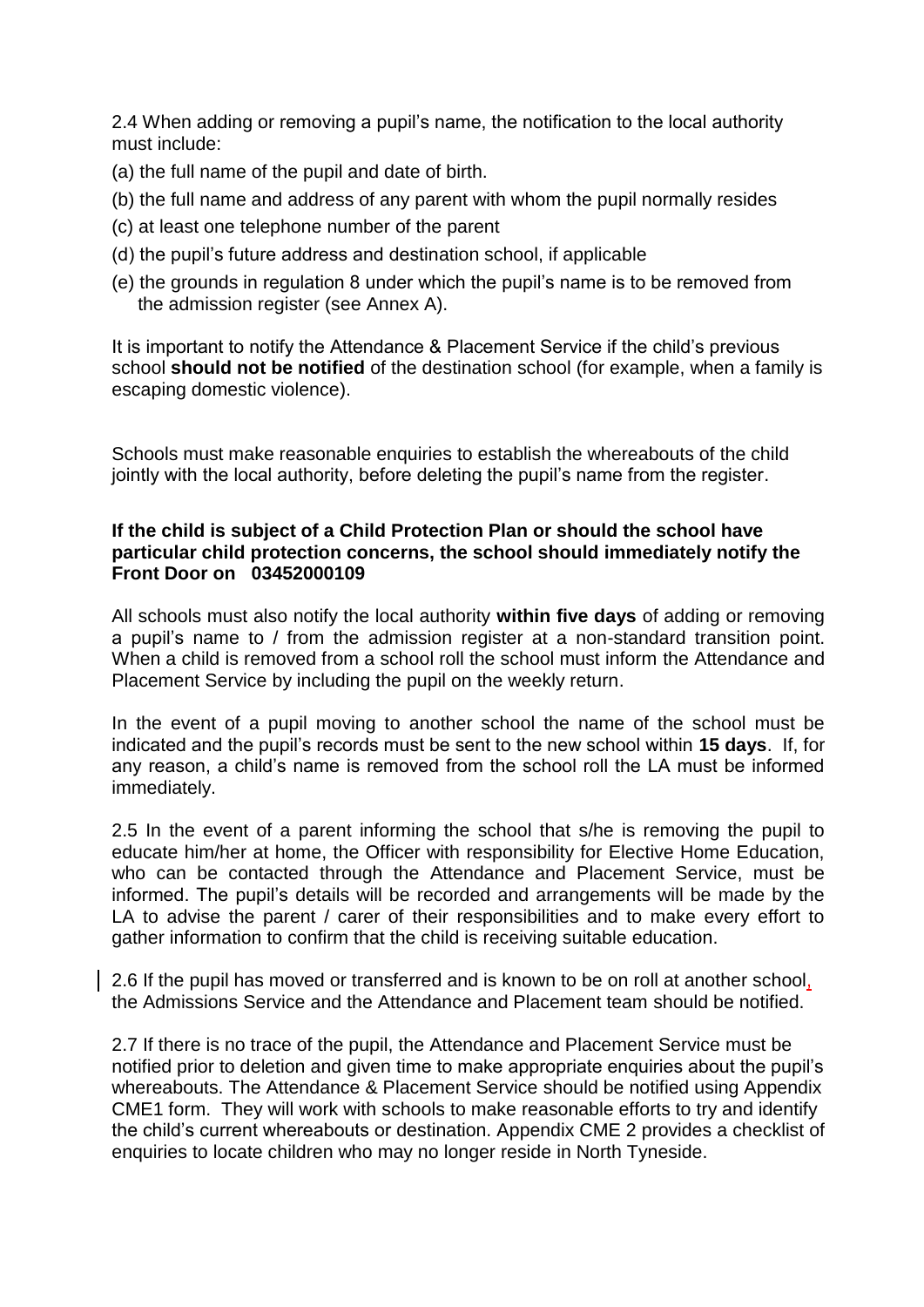2.4 When adding or removing a pupil's name, the notification to the local authority must include:

(a) the full name of the pupil and date of birth.

(b) the full name and address of any parent with whom the pupil normally resides

(c) at least one telephone number of the parent

(d) the pupil's future address and destination school, if applicable

(e) the grounds in regulation 8 under which the pupil's name is to be removed from the admission register (see Annex A).

It is important to notify the Attendance & Placement Service if the child's previous school **should not be notified** of the destination school (for example, when a family is escaping domestic violence).

Schools must make reasonable enquiries to establish the whereabouts of the child jointly with the local authority, before deleting the pupil's name from the register.

**If the child is subject of a Child Protection Plan or should the school have particular child protection concerns, the school should immediately notify the Front Door on 03452000109**

All schools must also notify the local authority **within five days** of adding or removing a pupil's name to / from the admission register at a non-standard transition point. When a child is removed from a school roll the school must inform the Attendance and Placement Service by including the pupil on the weekly return.

In the event of a pupil moving to another school the name of the school must be indicated and the pupil's records must be sent to the new school within **15 days**. If, for any reason, a child's name is removed from the school roll the LA must be informed immediately.

2.5 In the event of a parent informing the school that s/he is removing the pupil to educate him/her at home, the Officer with responsibility for Elective Home Education, who can be contacted through the Attendance and Placement Service, must be informed. The pupil's details will be recorded and arrangements will be made by the LA to advise the parent / carer of their responsibilities and to make every effort to gather information to confirm that the child is receiving suitable education.

2.6 If the pupil has moved or transferred and is known to be on roll at another school, the Admissions Service and the Attendance and Placement team should be notified.

2.7 If there is no trace of the pupil, the Attendance and Placement Service must be notified prior to deletion and given time to make appropriate enquiries about the pupil's whereabouts. The Attendance & Placement Service should be notified using Appendix CME1 form. They will work with schools to make reasonable efforts to try and identify the child's current whereabouts or destination. Appendix CME 2 provides a checklist of enquiries to locate children who may no longer reside in North Tyneside.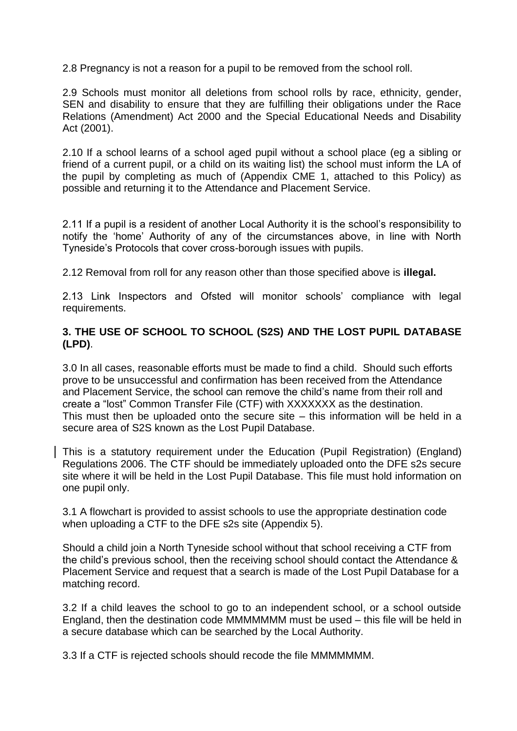2.8 Pregnancy is not a reason for a pupil to be removed from the school roll.

2.9 Schools must monitor all deletions from school rolls by race, ethnicity, gender, SEN and disability to ensure that they are fulfilling their obligations under the Race Relations (Amendment) Act 2000 and the Special Educational Needs and Disability Act (2001).

2.10 If a school learns of a school aged pupil without a school place (eg a sibling or friend of a current pupil, or a child on its waiting list) the school must inform the LA of the pupil by completing as much of (Appendix CME 1, attached to this Policy) as possible and returning it to the Attendance and Placement Service.

2.11 If a pupil is a resident of another Local Authority it is the school's responsibility to notify the 'home' Authority of any of the circumstances above, in line with North Tyneside's Protocols that cover cross-borough issues with pupils.

2.12 Removal from roll for any reason other than those specified above is **illegal.**

2.13 Link Inspectors and Ofsted will monitor schools' compliance with legal requirements.

## 3. THE USE OF SCHOOL TO SCHOOL (S2S) AND THE LOST PUPIL DATABASE (LPD).

3.0 In all cases, reasonable efforts must be made to find a child. Should such efforts prove to be unsuccessful and confirmation has been received from the Attendance and Placement Service, the school can remove the child's name from their roll and create a "lost" Common Transfer File (CTF) with XXXXXXX as the destination. This must then be uploaded onto the secure site – this information will be held in a secure area of S2S known as the Lost Pupil Database.

This is a statutory requirement under the Education (Pupil Registration) (England) Regulations 2006. The CTF should be immediately uploaded onto the DFE s2s secure site where it will be held in the Lost Pupil Database. This file must hold information on one pupil only.

3.1 A flowchart is provided to assist schools to use the appropriate destination code when uploading a CTF to the DFE s2s site (Appendix 5).

Should a child join a North Tyneside school without that school receiving a CTF from the child's previous school, then the receiving school should contact the Attendance & Placement Service and request that a search is made of the Lost Pupil Database for a matching record.

3.2 If a child leaves the school to go to an independent school, or a school outside England, then the destination code MMMMMMM must be used – this file will be held in a secure database which can be searched by the Local Authority.

3.3 If a CTF is rejected schools should recode the file MMMMMMM.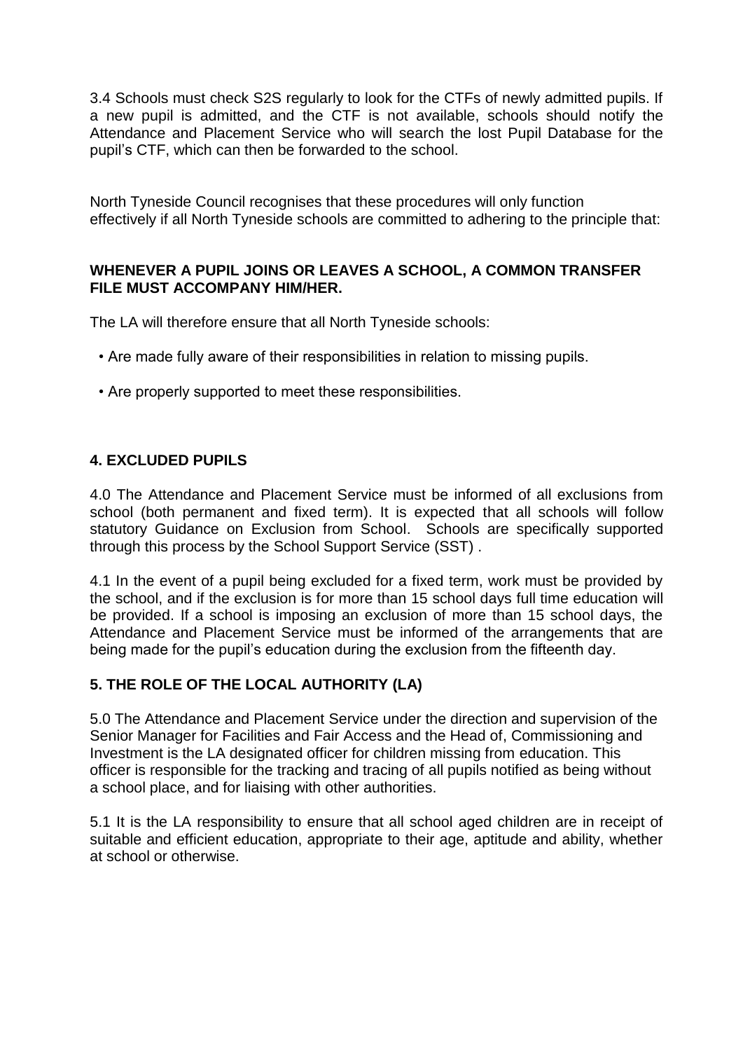3.4 Schools must check S2S regularly to look for the CTFs of newly admitted pupils. If a new pupil is admitted, and the CTF is not available, schools should notify the Attendance and Placement Service who will search the lost Pupil Database for the pupil's CTF, which can then be forwarded to the school.

North Tyneside Council recognises that these procedures will only function effectively if all North Tyneside schools are committed to adhering to the principle that:

**WHENEVER A PUPIL JOINS OR LEAVES A SCHOOL, A COMMON TRANSFER FILE MUST ACCOMPANY HIM/HER.**

The LA will therefore ensure that all North Tyneside schools:

- Are made fully aware of their responsibilities in relation to missing pupils.
- Are properly supported to meet these responsibilities.

## 4. EXCLUDED PUPILS

4.0 The Attendance and Placement Service must be informed of all exclusions from school (both permanent and fixed term). It is expected that all schools will follow statutory Guidance on Exclusion from School. Schools are specifically supported through this process by the School Support Service (SST) .

4.1 In the event of a pupil being excluded for a fixed term, work must be provided by the school, and if the exclusion is for more than 15 school days full time education will be provided. If a school is imposing an exclusion of more than 15 school days, the Attendance and Placement Service must be informed of the arrangements that are being made for the pupil's education during the exclusion from the fifteenth day.

## 5. THE ROLE OF THE LOCAL AUTHORITY (LA)

5.0 The Attendance and Placement Service under the direction and supervision of the Senior Manager for Facilities and Fair Access and the Head of, Commissioning and Investment is the LA designated officer for children missing from education. This officer is responsible for the tracking and tracing of all pupils notified as being without a school place, and for liaising with other authorities.

5.1 It is the LA responsibility to ensure that all school aged children are in receipt of suitable and efficient education, appropriate to their age, aptitude and ability, whether at school or otherwise.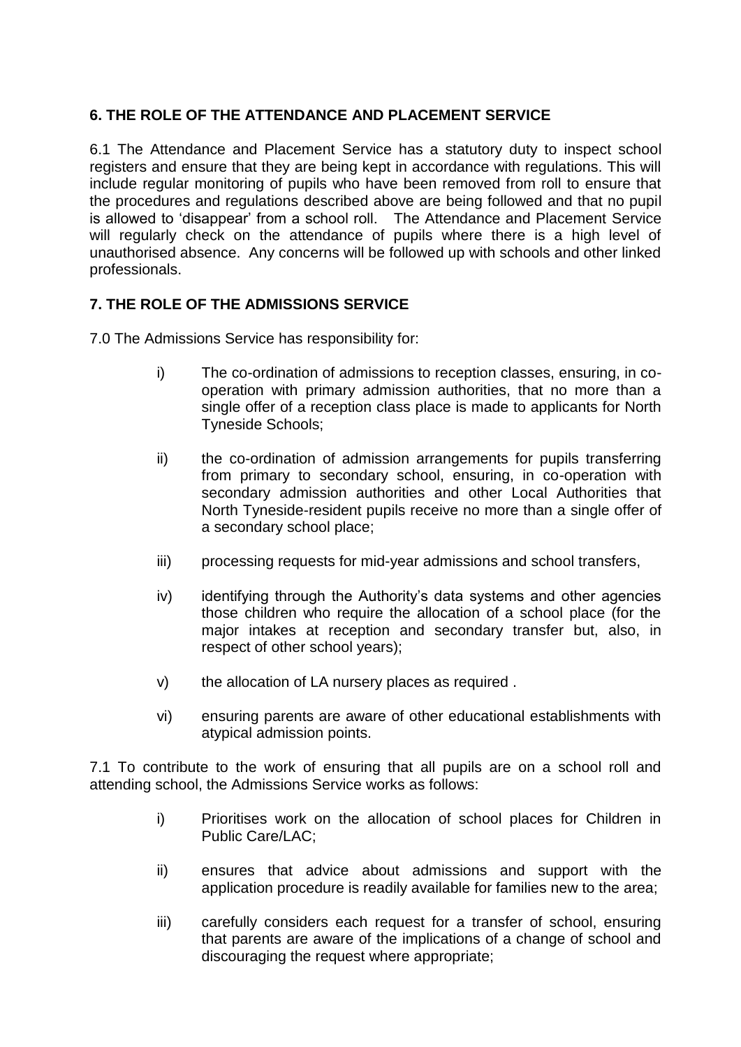## 6. THE ROLE OF THE ATTENDANCE AND PLACEMENT SERVICE

6.1 The Attendance and Placement Service has a statutory duty to inspect school registers and ensure that they are being kept in accordance with regulations. This will include regular monitoring of pupils who have been removed from roll to ensure that the procedures and regulations described above are being followed and that no pupil is allowed to 'disappear' from a school roll. The Attendance and Placement Service will regularly check on the attendance of pupils where there is a high level of unauthorised absence. Any concerns will be followed up with schools and other linked professionals.

## 7. THE ROLE OF THE ADMISSIONS SERVICE

7.0 The Admissions Service has responsibility for:

i) The co-ordination of admissions to reception classes, ensuring, in co-operation with primary admission authorities, that no more than a single offer of a reception class place is made to applicants for North Tyneside Schools;

ii) the co-ordination of admission arrangements for pupils transferring from primary to secondary school, ensuring, in co-operation with secondary admission authorities and other Local Authorities that North Tyneside-resident pupils receive no more than a single offer of a secondary school place;

iii) processing requests for mid-year admissions and school transfers,

iv) identifying through the Authority's data systems and other agencies those children who require the allocation of a school place (for the major intakes at reception and secondary transfer but, also, in respect of other school years);

v) the allocation of LA nursery places as required .

vi) ensuring parents are aware of other educational establishments with atypical admission points.

7.1 To contribute to the work of ensuring that all pupils are on a school roll and attending school, the Admissions Service works as follows:

i) Prioritises work on the allocation of school places for Children in Public Care/LAC;

ii) ensures that advice about admissions and support with the application procedure is readily available for families new to the area;

iii) carefully considers each request for a transfer of school, ensuring that parents are aware of the implications of a change of school and discouraging the request where appropriate;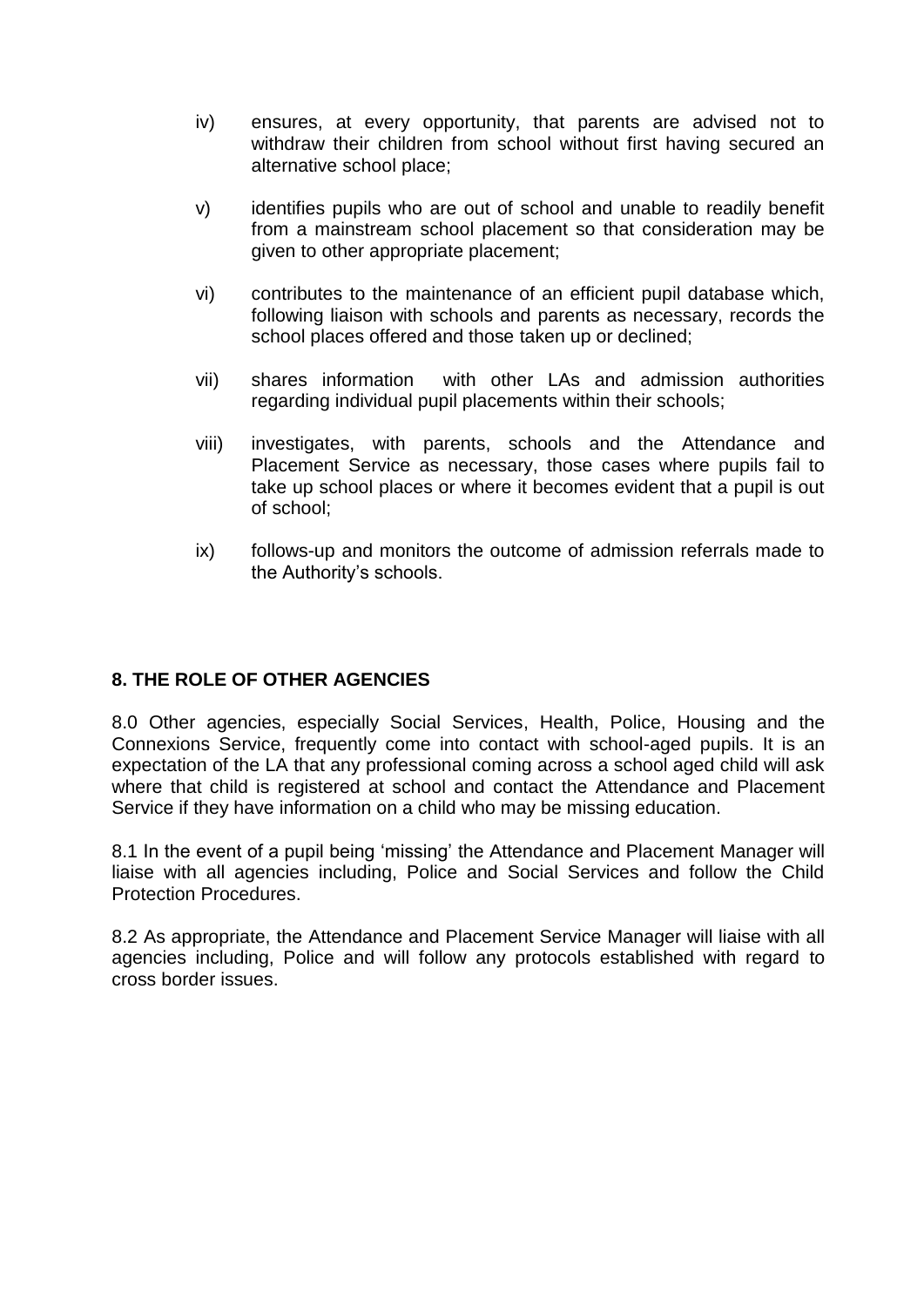iv) ensures, at every opportunity, that parents are advised not to withdraw their children from school without first having secured an alternative school place;

v) identifies pupils who are out of school and unable to readily benefit from a mainstream school placement so that consideration may be given to other appropriate placement;

vi) contributes to the maintenance of an efficient pupil database which, following liaison with schools and parents as necessary, records the school places offered and those taken up or declined;

vii) shares information with other LAs and admission authorities regarding individual pupil placements within their schools;

viii) investigates, with parents, schools and the Attendance and Placement Service as necessary, those cases where pupils fail to take up school places or where it becomes evident that a pupil is out of school;

ix) follows-up and monitors the outcome of admission referrals made to the Authority's schools.

## 8. THE ROLE OF OTHER AGENCIES

8.0 Other agencies, especially Social Services, Health, Police, Housing and the Connexions Service, frequently come into contact with school-aged pupils. It is an expectation of the LA that any professional coming across a school aged child will ask where that child is registered at school and contact the Attendance and Placement Service if they have information on a child who may be missing education.

8.1 In the event of a pupil being 'missing' the Attendance and Placement Manager will liaise with all agencies including, Police and Social Services and follow the Child Protection Procedures.

8.2 As appropriate, the Attendance and Placement Service Manager will liaise with all agencies including, Police and will follow any protocols established with regard to cross border issues.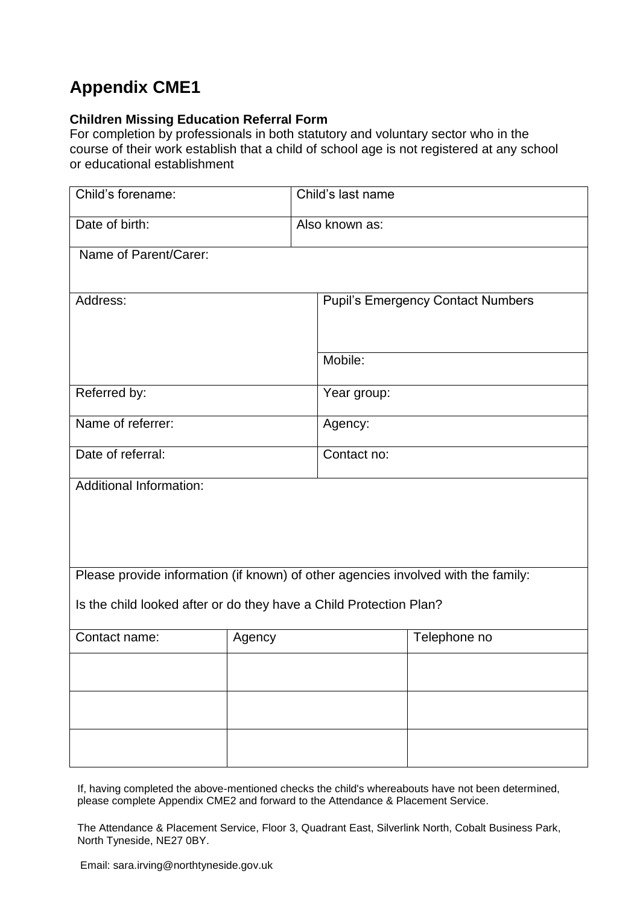# Appendix CME1

**Children Missing Education Referral Form**

For completion by professionals in both statutory and voluntary sector who in the course of their work establish that a child of school age is not registered at any school or educational establishment

| Child's forename: | Child's last name |
|---|---|
| Date of birth: | Also known as: |
| Name of Parent/Carer: | |
| Address: | Pupil's Emergency Contact Numbers |
| | Mobile: |
| Referred by: | Year group: |
| Name of referrer: | Agency: |
| Date of referral: | Contact no: |
| Additional Information: | |

Please provide information (if known) of other agencies involved with the family:

Is the child looked after or do they have a Child Protection Plan?

| Contact name: | Agency | Telephone no |
|---|---|---|
| | | |
| | | |
| | | |

If, having completed the above-mentioned checks the child's whereabouts have not been determined, please complete Appendix CME2 and forward to the Attendance & Placement Service.

The Attendance & Placement Service, Floor 3, Quadrant East, Silverlink North, Cobalt Business Park, North Tyneside, NE27 0BY.

Email: sara.irving@northtyneside.gov.uk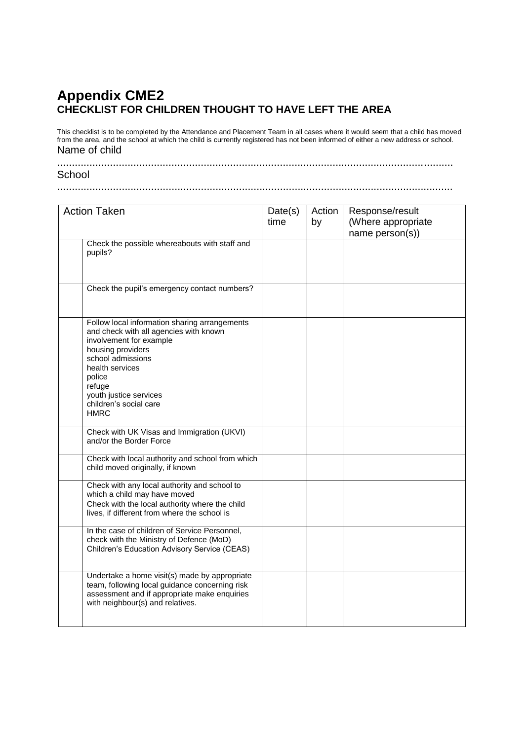# Appendix CME2

## CHECKLIST FOR CHILDREN THOUGHT TO HAVE LEFT THE AREA

This checklist is to be completed by the Attendance and Placement Team in all cases where it would seem that a child has moved from the area, and the school at which the child is currently registered has not been informed of either a new address or school.

Name of child

……………………………………………………………………………………………………………………

School

……………………………………………………………………………………………………………………

| Action Taken | | Date(s) time | Action by | Response/result (Where appropriate name person(s)) |
|---|---|---|---|---|
| | Check the possible whereabouts with staff and pupils? | | | |
| | Check the pupil's emergency contact numbers? | | | |
| | Follow local information sharing arrangements and check with all agencies with known involvement for example housing providers school admissions health services police refuge youth justice services children's social care HMRC | | | |
| | Check with UK Visas and Immigration (UKVI) and/or the Border Force | | | |
| | Check with local authority and school from which child moved originally, if known | | | |
| | Check with any local authority and school to which a child may have moved | | | |
| | Check with the local authority where the child lives, if different from where the school is | | | |
| | In the case of children of Service Personnel, check with the Ministry of Defence (MoD) Children's Education Advisory Service (CEAS) | | | |
| | Undertake a home visit(s) made by appropriate team, following local guidance concerning risk assessment and if appropriate make enquiries with neighbour(s) and relatives. | | | |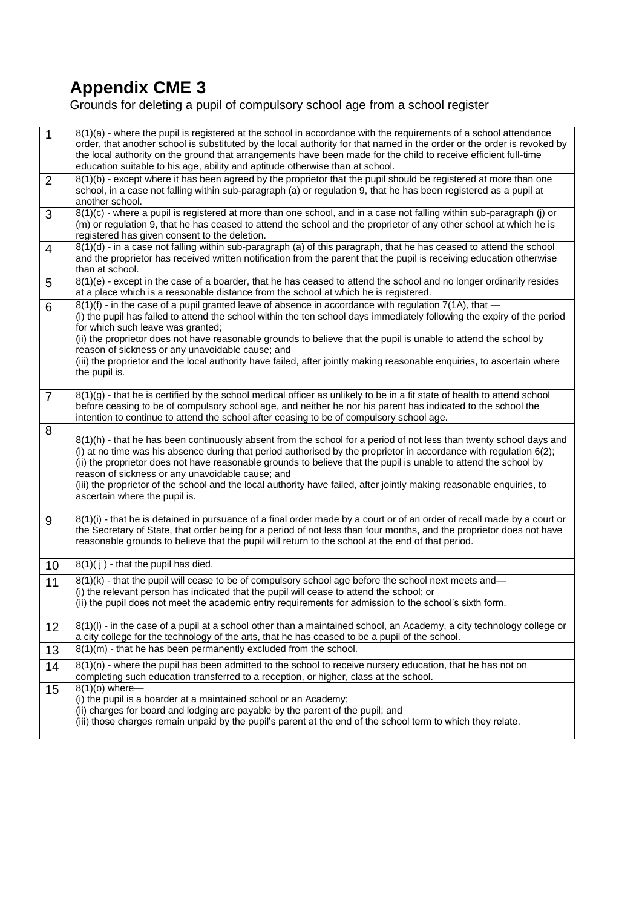# Appendix CME 3

Grounds for deleting a pupil of compulsory school age from a school register

| | |
|---|---|
| 1 | 8(1)(a) - where the pupil is registered at the school in accordance with the requirements of a school attendance order, that another school is substituted by the local authority for that named in the order or the order is revoked by the local authority on the ground that arrangements have been made for the child to receive efficient full-time education suitable to his age, ability and aptitude otherwise than at school. |
| 2 | 8(1)(b) - except where it has been agreed by the proprietor that the pupil should be registered at more than one school, in a case not falling within sub-paragraph (a) or regulation 9, that he has been registered as a pupil at another school. |
| 3 | 8(1)(c) - where a pupil is registered at more than one school, and in a case not falling within sub-paragraph (j) or (m) or regulation 9, that he has ceased to attend the school and the proprietor of any other school at which he is registered has given consent to the deletion. |
| 4 | 8(1)(d) - in a case not falling within sub-paragraph (a) of this paragraph, that he has ceased to attend the school and the proprietor has received written notification from the parent that the pupil is receiving education otherwise than at school. |
| 5 | 8(1)(e) - except in the case of a boarder, that he has ceased to attend the school and no longer ordinarily resides at a place which is a reasonable distance from the school at which he is registered. |
| 6 | 8(1)(f) - in the case of a pupil granted leave of absence in accordance with regulation 7(1A), that —<br>(i) the pupil has failed to attend the school within the ten school days immediately following the expiry of the period for which such leave was granted;<br>(ii) the proprietor does not have reasonable grounds to believe that the pupil is unable to attend the school by reason of sickness or any unavoidable cause; and<br>(iii) the proprietor and the local authority have failed, after jointly making reasonable enquiries, to ascertain where the pupil is. |
| 7 | 8(1)(g) - that he is certified by the school medical officer as unlikely to be in a fit state of health to attend school before ceasing to be of compulsory school age, and neither he nor his parent has indicated to the school the intention to continue to attend the school after ceasing to be of compulsory school age. |
| 8 | 8(1)(h) - that he has been continuously absent from the school for a period of not less than twenty school days and<br>(i) at no time was his absence during that period authorised by the proprietor in accordance with regulation 6(2);<br>(ii) the proprietor does not have reasonable grounds to believe that the pupil is unable to attend the school by reason of sickness or any unavoidable cause; and<br>(iii) the proprietor of the school and the local authority have failed, after jointly making reasonable enquiries, to ascertain where the pupil is. |
| 9 | 8(1)(i) - that he is detained in pursuance of a final order made by a court or of an order of recall made by a court or the Secretary of State, that order being for a period of not less than four months, and the proprietor does not have reasonable grounds to believe that the pupil will return to the school at the end of that period. |
| 10 | 8(1)( j ) - that the pupil has died. |
| 11 | 8(1)(k) - that the pupil will cease to be of compulsory school age before the school next meets and—<br>(i) the relevant person has indicated that the pupil will cease to attend the school; or<br>(ii) the pupil does not meet the academic entry requirements for admission to the school's sixth form. |
| 12 | 8(1)(l) - in the case of a pupil at a school other than a maintained school, an Academy, a city technology college or a city college for the technology of the arts, that he has ceased to be a pupil of the school. |
| 13 | 8(1)(m) - that he has been permanently excluded from the school. |
| 14 | 8(1)(n) - where the pupil has been admitted to the school to receive nursery education, that he has not on completing such education transferred to a reception, or higher, class at the school. |
| 15 | 8(1)(o) where—<br>(i) the pupil is a boarder at a maintained school or an Academy;<br>(ii) charges for board and lodging are payable by the parent of the pupil; and<br>(iii) those charges remain unpaid by the pupil's parent at the end of the school term to which they relate. |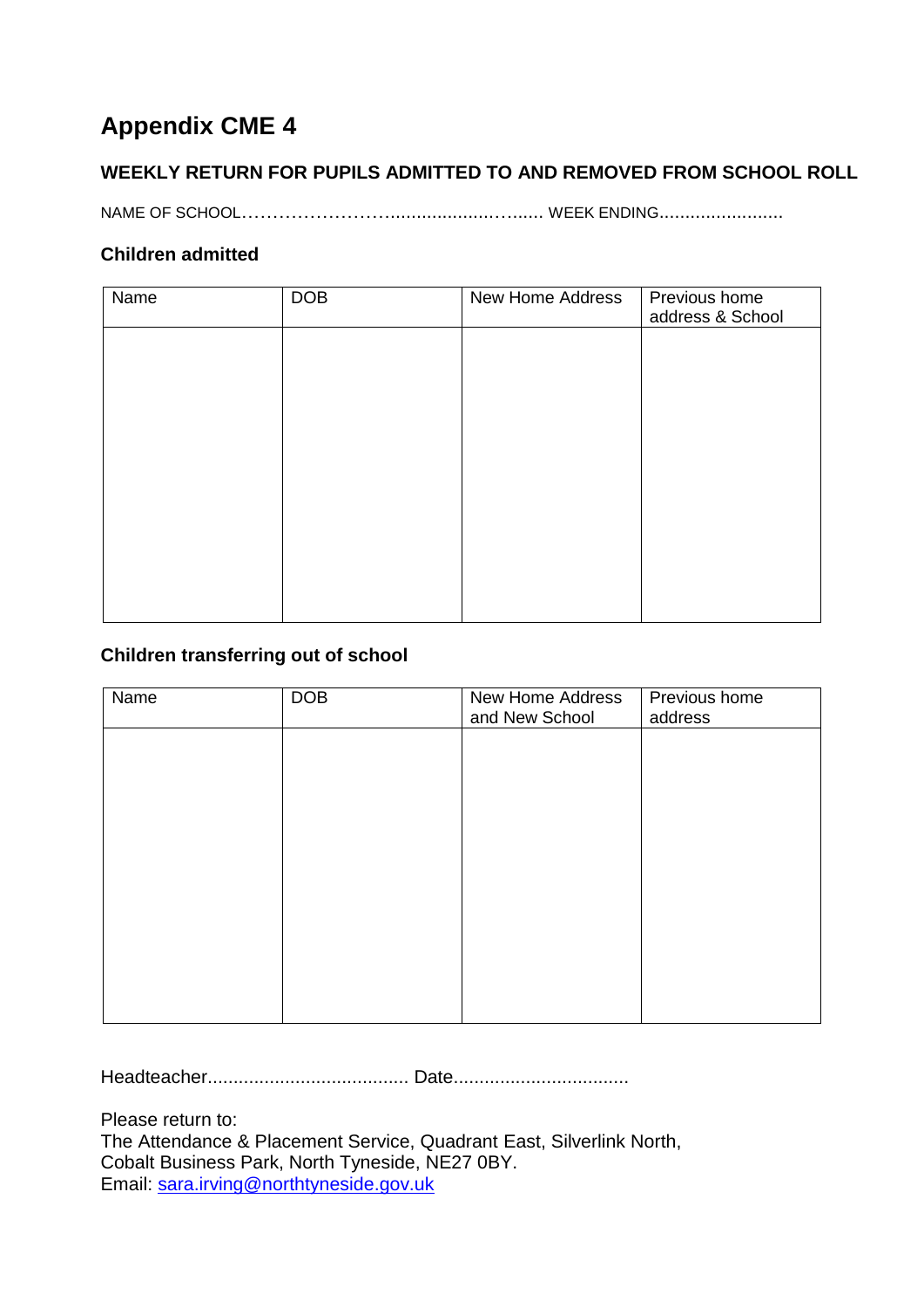# Appendix CME 4

### WEEKLY RETURN FOR PUPILS ADMITTED TO AND REMOVED FROM SCHOOL ROLL

NAME OF SCHOOL………………………..................…...... WEEK ENDING........................

### Children admitted

| Name | DOB | New Home Address | Previous home address & School |
|---|---|---|---|
| | | | |

### Children transferring out of school

| Name | DOB | New Home Address and New School | Previous home address |
|---|---|---|---|
| | | | |

Headteacher....................................... Date..................................

Please return to:
The Attendance & Placement Service, Quadrant East, Silverlink North,
Cobalt Business Park, North Tyneside, NE27 0BY.
Email: sara.irving@northtyneside.gov.uk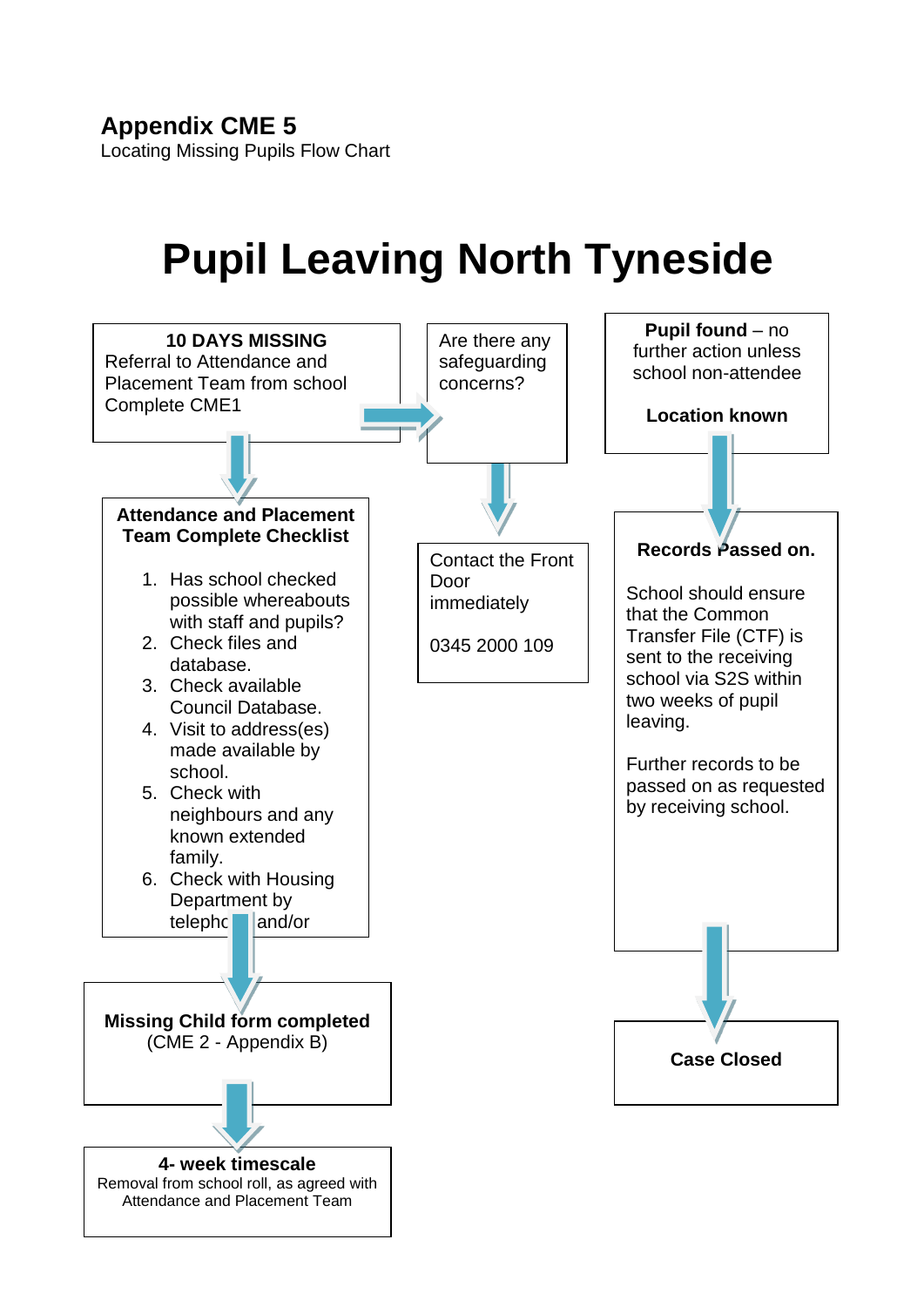**Appendix CME 5**

Locating Missing Pupils Flow Chart

# Pupil Leaving North Tyneside

**10 DAYS MISSING**
Referral to Attendance and Placement Team from school
Complete CME1

**Attendance and Placement Team Complete Checklist**

1. Has school checked possible whereabouts with staff and pupils?
2. Check files and database.
3. Check available Council Database.
4. Visit to address(es) made available by school.
5. Check with neighbours and any known extended family.
6. Check with Housing Department by telepho[ne] and/or

**Missing Child form completed**
(CME 2 - Appendix B)

**4- week timescale**
Removal from school roll, as agreed with Attendance and Placement Team

Are there any safeguarding concerns?

Contact the Front Door immediately

0345 2000 109

**Pupil found** – no further action unless school non-attendee

**Location known**

**Records Passed on.**

School should ensure that the Common Transfer File (CTF) is sent to the receiving school via S2S within two weeks of pupil leaving.

Further records to be passed on as requested by receiving school.

**Case Closed**